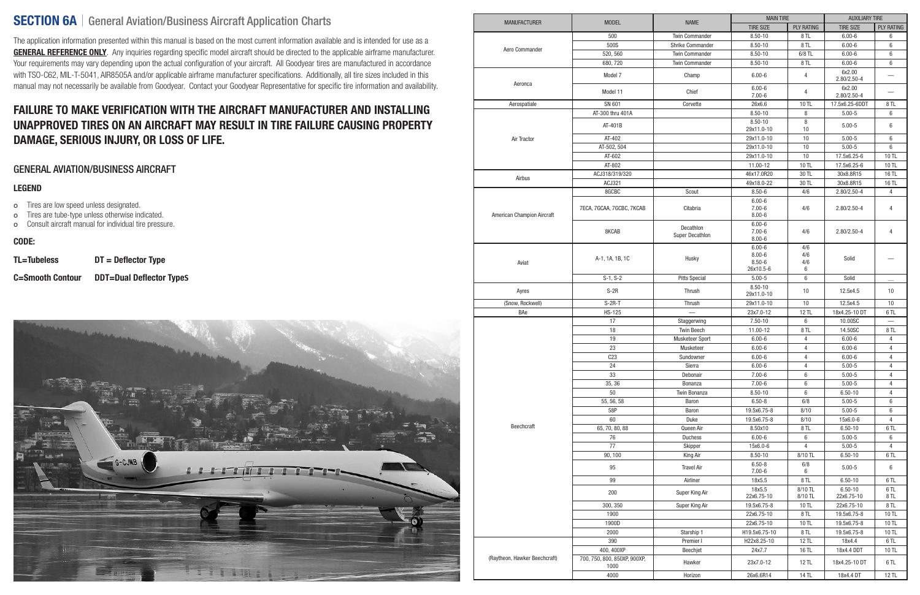# SECTION 6A | General Aviation/Business Aircraft Application Charts

The application information presented within this manual is based on the most current information available and is intended for use as a **GENERAL REFERENCE ONLY**. Any inquiries regarding specific model aircraft should be directed to the applicable airframe manufacturer. Your requirements may vary depending upon the actual configuration of your aircraft. All Goodyear tires are manufactured in accordance with TSO-C62, MIL-T-5041, AIR8505A and/or applicable airframe manufacturer specifications. Additionally, all tire sizes included in this manual may not necessarily be available from Goodyear. Contact your Goodyear Representative for specific tire information and availability.

## FAILURE TO MAKE VERIFICATION WITH THE AIRCRAFT MANUFACTURER AND INSTALLING UNAPPROVED TIRES ON AN AIRCRAFT MAY RESULT IN TIRE FAILURE CAUSING PROPERTY DAMAGE, SERIOUS INJURY, OR LOSS OF LIFE.

## GENERAL AVIATION/BUSINESS AIRCRAFT

### LEGEND

- Tires are low speed unless designated.
- Tires are tube-type unless otherwise indicated.
- Consult aircraft manual for individual tire pressure.

### CODE:

**TL=Tubeless** **DT = Deflector Type**

**C=Smooth Contour** **DDT=Dual Deflector Types**

| MANUFACTURER | MODEL | NAME | MAIN TIRE | | AUXILIARY TIRE | |
|---|---|---|---|---|---|---|
| | | | TIRE SIZE | PLY RATING | TIRE SIZE | PLY RATING |
| Aero Commander | 500 | Twin Commander | 8.50-10 | 8 TL | 6.00-6 | 6 |
| | 500S | Shrike Commander | 8.50-10 | 8 TL | 6.00-6 | 6 |
| | 520, 560 | Twin Commander | 8.50-10 | 6/8 TL | 6.00-6 | 6 |
| | 680, 720 | Twin Commander | 8.50-10 | 8 TL | 6.00-6 | 6 |
| Aeronca | Model 7 | Champ | 6.00-6 | 4 | 6x2.00<br>2.80/2.50-4 | — |
| | Model 11 | Chief | 6.00-6<br>7.00-6 | 4 | 6x2.00<br>2.80/2.50-4 | — |
| Aerospatiale | SN 601 | Corvette | 26x6.6 | 10 TL | 17.5x6.25-6DDT | 8 TL |
| Air Tractor | AT-300 thru 401A | | 8.50-10 | 8 | 5.00-5 | 6 |
| | AT-401B | | 8.50-10<br>29x11.0-10 | 8<br>10 | 5.00-5 | 6 |
| | AT-402 | | 29x11.0-10 | 10 | 5.00-5 | 6 |
| | AT-502, 504 | | 29x11.0-10 | 10 | 5.00-5 | 6 |
| | AT-602 | | 29x11.0-10 | 10 | 17.5x6.25-6 | 10 TL |
| | AT-802 | | 11.00-12 | 10 TL | 17.5x6.25-6 | 10 TL |
| Airbus | ACJ318/319/320 | | 46x17.0R20 | 30 TL | 30x8.8R15 | 16 TL |
| | ACJ321 | | 49x18.0-22 | 30 TL | 30x8.8R15 | 16 TL |
| American Champion Aircraft | 8GCBC | Scout | 8.50-6 | 4/6 | 2.80/2.50-4 | 4 |
| | 7ECA, 7GCAA, 7GCBC, 7KCAB | Citabria | 6.00-6<br>7.00-6<br>8.00-6 | 4/6 | 2.80/2.50-4 | 4 |
| | 8KCAB | Decathlon<br>Super Decathlon | 6.00-6<br>7.00-6<br>8.00-6 | 4/6 | 2.80/2.50-4 | 4 |
| Aviat | A-1, 1A, 1B, 1C | Husky | 6.00-6<br>8.00-6<br>8.50-6<br>26x10.5-6 | 4/6<br>4/6<br>4/6<br>6 | Solid | — |
| | S-1, S-2 | Pitts Special | 5.00-5 | 6 | Solid | — |
| Ayres | S-2R | Thrush | 8.50-10<br>29x11.0-10 | 10 | 12.5x4.5 | 10 |
| (Snow, Rockwell) | S-2R-T | Thrush | 29x11.0-10 | 10 | 12.5x4.5 | 10 |
| BAe | HS-125 | — | 23x7.0-12 | 12 TL | 18x4.25-10 DT | 6 TL |
| Beechcraft | 17 | Staggerwing | 7.50-10 | 6 | 10.00SC | — |
| | 18 | Twin Beech | 11.00-12 | 8 TL | 14.50SC | 8 TL |
| | 19 | Musketeer Sport | 6.00-6 | 4 | 6.00-6 | 4 |
| | 23 | Musketeer | 6.00-6 | 4 | 6.00-6 | 4 |
| | C23 | Sundowner | 6.00-6 | 4 | 6.00-6 | 4 |
| | 24 | Sierra | 6.00-6 | 4 | 5.00-5 | 4 |
| | 33 | Debonair | 7.00-6 | 6 | 5.00-5 | 4 |
| | 35, 36 | Bonanza | 7.00-6 | 6 | 5.00-5 | 4 |
| | 50 | Twin Bonanza | 8.50-10 | 6 | 6.50-10 | 4 |
| | 55, 56, 58 | Baron | 6.50-8 | 6/8 | 5.00-5 | 6 |
| | 58P | Baron | 19.5x6.75-8 | 8/10 | 5.00-5 | 6 |
| | 60 | Duke | 19.5x6.75-8 | 8/10 | 15x6.0-6 | 4 |
| | 65, 70, 80, 88 | Queen Air | 8.50x10 | 8 TL | 6.50-10 | 6 TL |
| | 76 | Duchess | 6.00-6 | 6 | 5.00-5 | 6 |
| | 77 | Skipper | 15x6.0-6 | 4 | 5.00-5 | 4 |
| | 90, 100 | King Air | 8.50-10 | 8/10 TL | 6.50-10 | 6 TL |
| | 95 | Travel Air | 6.50-8<br>7.00-6 | 6/8<br>6 | 5.00-5 | 6 |
| | 99 | Airliner | 18x5.5 | 8 TL | 6.50-10 | 6 TL |
| | 200 | Super King Air | 18x5.5<br>22x6.75-10 | 8/10 TL<br>8/10 TL | 6.50-10<br>22x6.75-10 | 6 TL<br>8 TL |
| | 300, 350 | Super King Air | 19.5x6.75-8 | 10 TL | 22x6.75-10 | 8 TL |
| | 1900 | | 22x6.75-10 | 8 TL | 19.5x6.75-8 | 10 TL |
| | 1900D | | 22x6.75-10 | 10 TL | 19.5x6.75-8 | 10 TL |
| | 2000 | Starship 1 | H19.5x6.75-10 | 8 TL | 19.5x6.75-8 | 10 TL |
| (Raytheon, Hawker Beechcraft) | 390 | Premier I | H22x8.25-10 | 12 TL | 18x4.4 | 6 TL |
| | 400, 400XP | Beechjet | 24x7.7 | 16 TL | 18x4.4 DDT | 10 TL |
| | 700, 750, 800, 850XP, 900XP, 1000 | Hawker | 23x7.0-12 | 12 TL | 18x4.25-10 DT | 6 TL |
| | 4000 | Horizon | 26x6.6R14 | 14 TL | 18x4.4 DT | 12 TL |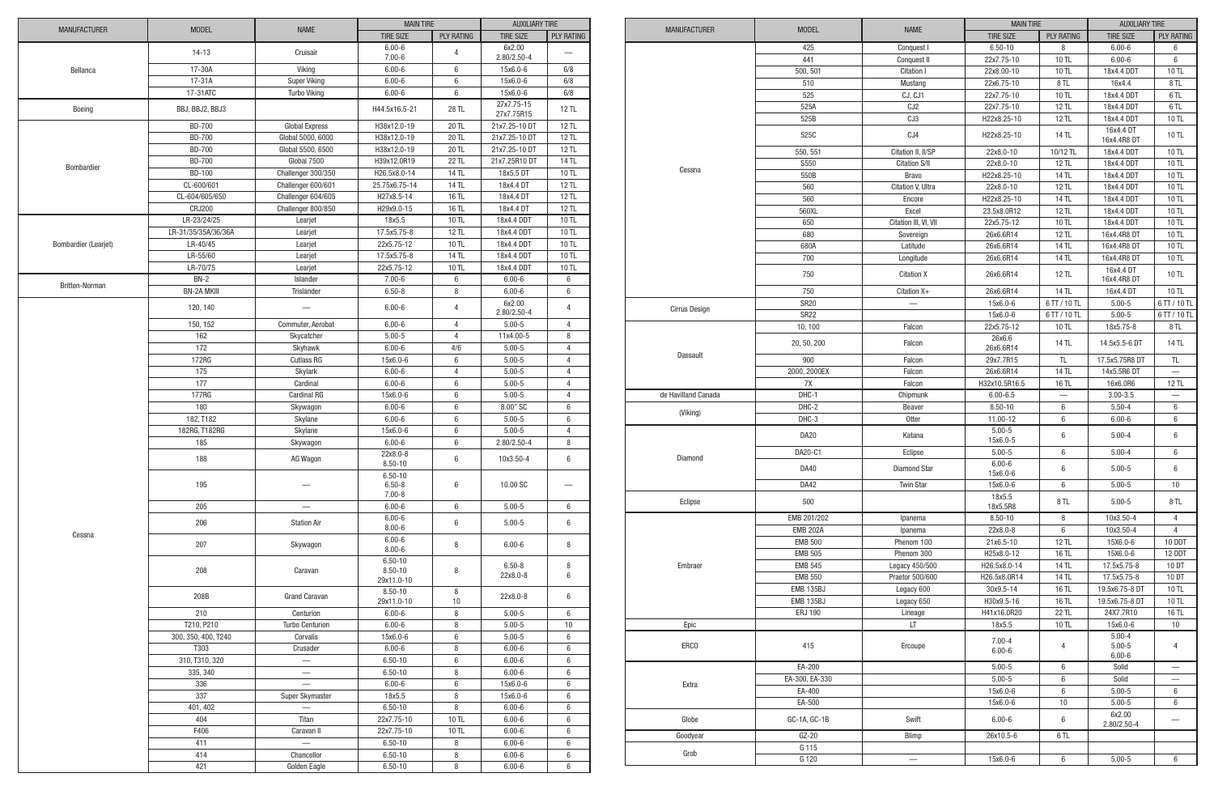| MANUFACTURER | MODEL | NAME | MAIN TIRE | | AUXILIARY TIRE | |
|---|---|---|---|---|---|---|
| | | | TIRE SIZE | PLY RATING | TIRE SIZE | PLY RATING |
| Bellanca | 14-13 | Cruisair | 6.00-6 7.00-6 | 4 | 6x2.00 2.80/2.50-4 | — |
| | 17-30A | Viking | 6.00-6 | 6 | 15x6.0-6 | 6/8 |
| | 17-31A | Super Viking | 6.00-6 | 6 | 15x6.0-6 | 6/8 |
| | 17-31ATC | Turbo Viking | 6.00-6 | 6 | 15x6.0-6 | 6/8 |
| Boeing | BBJ, BBJ2, BBJ3 | | H44.5x16.5-21 | 28 TL | 27x7.75-15 27x7.75R15 | 12 TL |
| Bombardier | BD-700 | Global Express | H38x12.0-19 | 20 TL | 21x7.25-10 DT | 12 TL |
| | BD-700 | Global 5000, 6000 | H38x12.0-19 | 20 TL | 21x7.25-10 DT | 12 TL |
| | BD-700 | Global 5500, 6500 | H38x12.0-19 | 20 TL | 21x7.25-10 DT | 12 TL |
| | BD-700 | Global 7500 | H39x12.0R19 | 22 TL | 21x7.25R10 DT | 14 TL |
| | BD-100 | Challenger 300/350 | H26.5x8.0-14 | 14 TL | 18x5.5 DT | 10 TL |
| | CL-600/601 | Challenger 600/601 | 25.75x6.75-14 | 14 TL | 18x4.4 DT | 12 TL |
| | CL-604/605/650 | Challenger 604/605 | H27x8.5-14 | 16 TL | 18x4.4 DT | 12 TL |
| | CRJ200 | Challenger 800/850 | H29x9.0-15 | 16 TL | 18x4.4 DT | 12 TL |
| Bombardier (Learjet) | LR-23/24/25 | Learjet | 18x5.5 | 10 TL | 18x4.4 DDT | 10 TL |
| | LR-31/35/35A/36/36A | Learjet | 17.5x5.75-8 | 12 TL | 18x4.4 DDT | 10 TL |
| | LR-40/45 | Learjet | 22x5.75-12 | 10 TL | 18x4.4 DDT | 10 TL |
| | LR-55/60 | Learjet | 17.5x5.75-8 | 14 TL | 18x4.4 DDT | 10 TL |
| | LR-70/75 | Learjet | 22x5.75-12 | 10 TL | 18x4.4 DDT | 10 TL |
| Britten-Norman | BN-2 | Islander | 7.00-6 | 6 | 6.00-6 | 6 |
| | BN-2A MKIII | Trislander | 6.50-8 | 8 | 6.00-6 | 6 |
| Cessna | 120, 140 | — | 6.00-6 | 4 | 6x2.00 2.80/2.50-4 | 4 |
| | 150, 152 | Commuter, Aerobat | 6.00-6 | 4 | 5.00-5 | 4 |
| | 162 | Skycatcher | 5.00-5 | 4 | 11x4.00-5 | 8 |
| | 172 | Skyhawk | 6.00-6 | 4/6 | 5.00-5 | 4 |
| | 172RG | Cutlass RG | 15x6.0-6 | 6 | 5.00-5 | 4 |
| | 175 | Skylark | 6.00-6 | 4 | 5.00-5 | 4 |
| | 177 | Cardinal | 6.00-6 | 6 | 5.00-5 | 4 |
| | 177RG | Cardinal RG | 15x6.0-6 | 6 | 5.00-5 | 4 |
| | 180 | Skywagon | 6.00-6 | 6 | 8.00" SC | 6 |
| | 182, T182 | Skylane | 6.00-6 | 6 | 5.00-5 | 6 |
| | 182RG, T182RG | Skylane | 15x6.0-6 | 6 | 5.00-5 | 4 |
| | 185 | Skywagon | 6.00-6 | 6 | 2.80/2.50-4 | 8 |
| | 188 | AG Wagon | 22x8.0-8 8.50-10 | 6 | 10x3.50-4 | 6 |
| | 195 | — | 6.50-10 6.50-8 7.00-8 | 6 | 10.00 SC | — |
| | 205 | — | 6.00-6 | 6 | 5.00-5 | 6 |
| | 206 | Station Air | 6.00-6 8.00-6 | 6 | 5.00-5 | 6 |
| | 207 | Skywagon | 6.00-6 8.00-6 | 8 | 6.00-6 | 8 |
| | 208 | Caravan | 6.50-10 8.50-10 29x11.0-10 | 8 | 6.50-8 22x8.0-8 | 8 6 |
| | 208B | Grand Caravan | 8.50-10 29x11.0-10 | 8 10 | 22x8.0-8 | 6 |
| | 210 | Centurion | 6.00-6 | 8 | 5.00-5 | 6 |
| | T210, P210 | Turbo Centurion | 6.00-6 | 8 | 5.00-5 | 10 |
| | 300, 350, 400, T240 | Corvalis | 15x6.0-6 | 6 | 5.00-5 | 6 |
| | T303 | Crusader | 6.00-6 | 8 | 6.00-6 | 6 |
| | 310, T310, 320 | — | 6.50-10 | 6 | 6.00-6 | 6 |
| | 335, 340 | — | 6.50-10 | 8 | 6.00-6 | 6 |
| | 336 | — | 6.00-6 | 6 | 15x6.0-6 | 6 |
| | 337 | Super Skymaster | 18x5.5 | 8 | 15x6.0-6 | 6 |
| | 401, 402 | — | 6.50-10 | 8 | 6.00-6 | 6 |
| | 404 | Titan | 22x7.75-10 | 10 TL | 6.00-6 | 6 |
| | F406 | Caravan II | 22x7.75-10 | 10 TL | 6.00-6 | 6 |
| | 411 | — | 6.50-10 | 8 | 6.00-6 | 6 |
| | 414 | Chancellor | 6.50-10 | 8 | 6.00-6 | 6 |
| | 421 | Golden Eagle | 6.50-10 | 8 | 6.00-6 | 6 |
| Cessna | 425 | Conquest I | 6.50-10 | 8 | 6.00-6 | 6 |
| | 441 | Conquest II | 22x7.75-10 | 10 TL | 6.00-6 | 6 |
| | 500, 501 | Citation I | 22x8.00-10 | 10 TL | 18x4.4 DDT | 10 TL |
| | 510 | Mustang | 22x6.75-10 | 8 TL | 16x4.4 | 8 TL |
| | 525 | CJ, CJ1 | 22x7.75-10 | 10 TL | 18x4.4 DDT | 6 TL |
| | 525A | CJ2 | 22x7.75-10 | 12 TL | 18x4.4 DDT | 6 TL |
| | 525B | CJ3 | H22x8.25-10 | 12 TL | 18x4.4 DDT | 10 TL |
| | 525C | CJ4 | H22x8.25-10 | 14 TL | 16x4.4 DT 16x4.4R8 DT | 10 TL |
| | 550, 551 | Citation II, II/SP | 22x8.0-10 | 10/12 TL | 18x4.4 DDT | 10 TL |
| | S550 | Citation S/II | 22x8.0-10 | 12 TL | 18x4.4 DDT | 10 TL |
| | 550B | Bravo | H22x8.25-10 | 14 TL | 18x4.4 DDT | 10 TL |
| | 560 | Citation V, Ultra | 22x8.0-10 | 12 TL | 18x4.4 DDT | 10 TL |
| | 560 | Encore | H22x8.25-10 | 14 TL | 18x4.4 DDT | 10 TL |
| | 560XL | Excel | 23.5x8.0R12 | 12 TL | 18x4.4 DDT | 10 TL |
| | 650 | Citation III, VI, VII | 22x5.75-12 | 10 TL | 18x4.4 DDT | 10 TL |
| | 680 | Sovereign | 26x6.6R14 | 12 TL | 16x4.4R8 DT | 10 TL |
| | 680A | Latitude | 26x6.6R14 | 14 TL | 16x4.4R8 DT | 10 TL |
| | 700 | Longitude | 26x6.6R14 | 14 TL | 16x4.4R8 DT | 10 TL |
| | 750 | Citation X | 26x6.6R14 | 12 TL | 16x4.4 DT 16x4.4R8 DT | 10 TL |
| | 750 | Citation X+ | 26x6.6R14 | 14 TL | 16x4.4 DT | 10 TL |
| Cirrus Design | SR20 | — | 15x6.0-6 | 6 TT / 10 TL | 5.00-5 | 6 TT / 10 TL |
| | SR22 | | 15x6.0-6 | 6 TT / 10 TL | 5.00-5 | 6 TT / 10 TL |
| Dassault | 10, 100 | Falcon | 22x5.75-12 | 10 TL | 18x5.75-8 | 8 TL |
| | 20, 50, 200 | Falcon | 26x6.6 26x6.6R14 | 14 TL | 14.5x5.5-6 DT | 14 TL |
| | 900 | Falcon | 29x7.7R15 | TL | 17.5x5.75R8 DT | TL |
| | 2000, 2000EX | Falcon | 26x6.6R14 | 14 TL | 14x5.5R6 DT | — |
| | 7X | Falcon | H32x10.5R16.5 | 16 TL | 16x6.0R6 | 12 TL |
| de Havilland Canada | DHC-1 | Chipmunk | 6.00-6.5 | — | 3.00-3.5 | — |
| (Viking) | DHC-2 | Beaver | 8.50-10 | 6 | 5.50-4 | 6 |
| | DHC-3 | Otter | 11.00-12 | 6 | 6.00-6 | 6 |
| Diamond | DA20 | Katana | 5.00-5 15x6.0-5 | 6 | 5.00-4 | 6 |
| | DA20-C1 | Eclipse | 5.00-5 | 6 | 5.00-4 | 6 |
| | DA40 | Diamond Star | 6.00-6 15x6.0-6 | 6 | 5.00-5 | 6 |
| | DA42 | Twin Star | 15x6.0-6 | 6 | 5.00-5 | 10 |
| Eclipse | 500 | | 18x5.5 18x5.5R8 | 8 TL | 5.00-5 | 8 TL |
| Embraer | EMB 201/202 | Ipanema | 8.50-10 | 8 | 10x3.50-4 | 4 |
| | EMB 202A | Ipanema | 22x8.0-8 | 6 | 10x3.50-4 | 4 |
| | EMB 500 | Phenom 100 | 21x6.5-10 | 12 TL | 15X6.0-6 | 10 DDT |
| | EMB 505 | Phenom 300 | H25x8.0-12 | 16 TL | 15X6.0-6 | 12 DDT |
| | EMB 545 | Legacy 450/500 | H26.5x8.0-14 | 14 TL | 17.5x5.75-8 | 10 DT |
| | EMB 550 | Praetor 500/600 | H26.5x8.0R14 | 14 TL | 17.5x5.75-8 | 10 DT |
| | EMB 135BJ | Legacy 600 | 30x9.5-14 | 16 TL | 19.5x6.75-8 DT | 10 TL |
| | EMB 135BJ | Legacy 650 | H30x9.5-16 | 16 TL | 19.5x6.75-8 DT | 10 TL |
| | ERJ 190 | Lineage | H41x16.0R20 | 22 TL | 24X7.7R10 | 16 TL |
| Epic | | LT | 18x5.5 | 10 TL | 15x6.0-6 | 10 |
| ERCO | 415 | Ercoupe | 7.00-4 6.00-6 | 4 | 5.00-4 5.00-5 6.00-6 | 4 |
| Extra | EA-200 | | 5.00-5 | 6 | Solid | — |
| | EA-300, EA-330 | | 5.00-5 | 6 | Solid | — |
| | EA-400 | | 15x6.0-6 | 6 | 5.00-5 | 6 |
| | EA-500 | | 15x6.0-6 | 10 | 5.00-5 | 6 |
| Globe | GC-1A, GC-1B | Swift | 6.00-6 | 6 | 6x2.00 2.80/2.50-4 | — |
| Goodyear | GZ-20 | Blimp | 26x10.5-6 | 6 TL | | |
| Grob | G 115 | | | | | |
| | G 120 | — | 15x6.0-6 | 6 | 5.00-5 | 6 |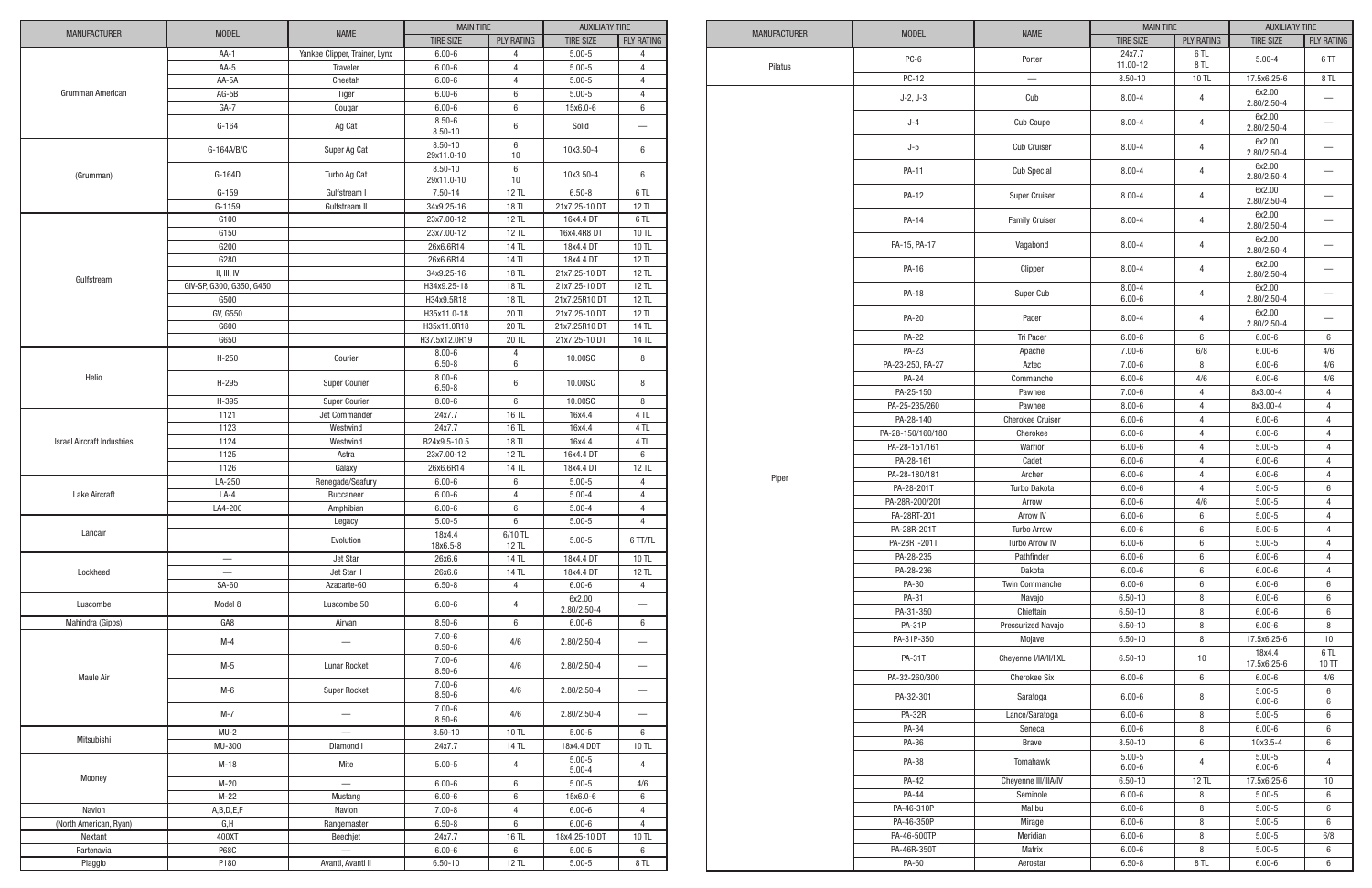| MANUFACTURER | MODEL | NAME | MAIN TIRE | | AUXILIARY TIRE | |
|---|---|---|---|---|---|---|
| | | | TIRE SIZE | PLY RATING | TIRE SIZE | PLY RATING |
| Grumman American | AA-1 | Yankee Clipper, Trainer, Lynx | 6.00-6 | 4 | 5.00-5 | 4 |
| | AA-5 | Traveler | 6.00-6 | 4 | 5.00-5 | 4 |
| | AA-5A | Cheetah | 6.00-6 | 4 | 5.00-5 | 4 |
| | AG-5B | Tiger | 6.00-6 | 6 | 5.00-5 | 4 |
| | GA-7 | Cougar | 6.00-6 | 6 | 15x6.0-6 | 6 |
| | G-164 | Ag Cat | 8.50-6<br>8.50-10 | 6 | Solid | — |
| (Grumman) | G-164A/B/C | Super Ag Cat | 8.50-10<br>29x11.0-10 | 6<br>10 | 10x3.50-4 | 6 |
| | G-164D | Turbo Ag Cat | 8.50-10<br>29x11.0-10 | 6<br>10 | 10x3.50-4 | 6 |
| | G-159 | Gulfstream I | 7.50-14 | 12 TL | 6.50-8 | 6 TL |
| | G-1159 | Gulfstream II | 34x9.25-16 | 18 TL | 21x7.25-10 DT | 12 TL |
| Gulfstream | G100 | | 23x7.00-12 | 12 TL | 16x4.4 DT | 6 TL |
| | G150 | | 23x7.00-12 | 12 TL | 16x4.4R8 DT | 10 TL |
| | G200 | | 26x6.6R14 | 14 TL | 18x4.4 DT | 10 TL |
| | G280 | | 26x6.6R14 | 14 TL | 18x4.4 DT | 12 TL |
| | II, III, IV | | 34x9.25-16 | 18 TL | 21x7.25-10 DT | 12 TL |
| | GIV-SP, G300, G350, G450 | | H34x9.25-18 | 18 TL | 21x7.25-10 DT | 12 TL |
| | G500 | | H34x9.5R18 | 18 TL | 21x7.25R10 DT | 12 TL |
| | GV, G550 | | H35x11.0-18 | 20 TL | 21x7.25-10 DT | 12 TL |
| | G600 | | H35x11.0R18 | 20 TL | 21x7.25R10 DT | 14 TL |
| | G650 | | H37.5x12.0R19 | 20 TL | 21x7.25-10 DT | 14 TL |
| Helio | H-250 | Courier | 8.00-6<br>6.50-8 | 4<br>6 | 10.00SC | 8 |
| | H-295 | Super Courier | 8.00-6<br>6.50-8 | 6 | 10.00SC | 8 |
| | H-395 | Super Courier | 8.00-6 | 6 | 10.00SC | 8 |
| Israel Aircraft Industries | 1121 | Jet Commander | 24x7.7 | 16 TL | 16x4.4 | 4 TL |
| | 1123 | Westwind | 24x7.7 | 16 TL | 16x4.4 | 4 TL |
| | 1124 | Westwind | B24x9.5-10.5 | 18 TL | 16x4.4 | 4 TL |
| | 1125 | Astra | 23x7.00-12 | 12 TL | 16x4.4 DT | 6 |
| | 1126 | Galaxy | 26x6.6R14 | 14 TL | 18x4.4 DT | 12 TL |
| Lake Aircraft | LA-250 | Renegade/Seafury | 6.00-6 | 6 | 5.00-5 | 4 |
| | LA-4 | Buccaneer | 6.00-6 | 4 | 5.00-4 | 4 |
| | LA4-200 | Amphibian | 6.00-6 | 6 | 5.00-4 | 4 |
| Lancair | | Legacy | 5.00-5 | 6 | 5.00-5 | 4 |
| | | Evolution | 18x4.4<br>18x6.5-8 | 6/10 TL<br>12 TL | 5.00-5 | 6 TT/TL |
| Lockheed | — | Jet Star | 26x6.6 | 14 TL | 18x4.4 DT | 10 TL |
| | — | Jet Star II | 26x6.6 | 14 TL | 18x4.4 DT | 12 TL |
| | SA-60 | Azacarte-60 | 6.50-8 | 4 | 6.00-6 | 4 |
| Luscombe | Model 8 | Luscombe 50 | 6.00-6 | 4 | 6x2.00<br>2.80/2.50-4 | — |
| Mahindra (Gipps) | GA8 | Airvan | 8.50-6 | 6 | 6.00-6 | 6 |
| Maule Air | M-4 | — | 7.00-6<br>8.50-6 | 4/6 | 2.80/2.50-4 | — |
| | M-5 | Lunar Rocket | 7.00-6<br>8.50-6 | 4/6 | 2.80/2.50-4 | — |
| | M-6 | Super Rocket | 7.00-6<br>8.50-6 | 4/6 | 2.80/2.50-4 | — |
| | M-7 | — | 7.00-6<br>8.50-6 | 4/6 | 2.80/2.50-4 | — |
| Mitsubishi | MU-2 | — | 8.50-10 | 10 TL | 5.00-5 | 6 |
| | MU-300 | Diamond I | 24x7.7 | 14 TL | 18x4.4 DDT | 10 TL |
| Mooney | M-18 | Mite | 5.00-5 | 4 | 5.00-5<br>5.00-4 | 4 |
| | M-20 | — | 6.00-6 | 6 | 5.00-5 | 4/6 |
| | M-22 | Mustang | 6.00-6 | 6 | 15x6.0-6 | 6 |
| Navion | A,B,D,E,F | Navion | 7.00-8 | 4 | 6.00-6 | 4 |
| (North American, Ryan) | G,H | Rangemaster | 6.50-8 | 6 | 6.00-6 | 4 |
| Nextant | 400XT | Beechjet | 24x7.7 | 16 TL | 18x4.25-10 DT | 10 TL |
| Partenavia | P68C | — | 6.00-6 | 6 | 5.00-5 | 6 |
| Piaggio | P180 | Avanti, Avanti II | 6.50-10 | 12 TL | 5.00-5 | 8 TL |
| Pilatus | PC-6 | Porter | 24x7.7<br>11.00-12 | 6 TL<br>8 TL | 5.00-4 | 6 TT |
| | PC-12 | — | 8.50-10 | 10 TL | 17.5x6.25-6 | 8 TL |
| Piper | J-2, J-3 | Cub | 8.00-4 | 4 | 6x2.00<br>2.80/2.50-4 | — |
| | J-4 | Cub Coupe | 8.00-4 | 4 | 6x2.00<br>2.80/2.50-4 | — |
| | J-5 | Cub Cruiser | 8.00-4 | 4 | 6x2.00<br>2.80/2.50-4 | — |
| | PA-11 | Cub Special | 8.00-4 | 4 | 6x2.00<br>2.80/2.50-4 | — |
| | PA-12 | Super Cruiser | 8.00-4 | 4 | 6x2.00<br>2.80/2.50-4 | — |
| | PA-14 | Family Cruiser | 8.00-4 | 4 | 6x2.00<br>2.80/2.50-4 | — |
| | PA-15, PA-17 | Vagabond | 8.00-4 | 4 | 6x2.00<br>2.80/2.50-4 | — |
| | PA-16 | Clipper | 8.00-4 | 4 | 6x2.00<br>2.80/2.50-4 | — |
| | PA-18 | Super Cub | 8.00-4<br>6.00-6 | 4 | 6x2.00<br>2.80/2.50-4 | — |
| | PA-20 | Pacer | 8.00-4 | 4 | 6x2.00<br>2.80/2.50-4 | — |
| | PA-22 | Tri Pacer | 6.00-6 | 6 | 6.00-6 | 6 |
| | PA-23 | Apache | 7.00-6 | 6/8 | 6.00-6 | 4/6 |
| | PA-23-250, PA-27 | Aztec | 7.00-6 | 8 | 6.00-6 | 4/6 |
| | PA-24 | Commanche | 6.00-6 | 4/6 | 6.00-6 | 4/6 |
| | PA-25-150 | Pawnee | 7.00-6 | 4 | 8x3.00-4 | 4 |
| | PA-25-235/260 | Pawnee | 8.00-6 | 4 | 8x3.00-4 | 4 |
| | PA-28-140 | Cherokee Cruiser | 6.00-6 | 4 | 6.00-6 | 4 |
| | PA-28-150/160/180 | Cherokee | 6.00-6 | 4 | 6.00-6 | 4 |
| | PA-28-151/161 | Warrior | 6.00-6 | 4 | 5.00-5 | 4 |
| | PA-28-161 | Cadet | 6.00-6 | 4 | 6.00-6 | 4 |
| | PA-28-180/181 | Archer | 6.00-6 | 4 | 6.00-6 | 4 |
| | PA-28-201T | Turbo Dakota | 6.00-6 | 4 | 5.00-5 | 6 |
| | PA-28R-200/201 | Arrow | 6.00-6 | 4/6 | 5.00-5 | 4 |
| | PA-28RT-201 | Arrow IV | 6.00-6 | 6 | 5.00-5 | 4 |
| | PA-28R-201T | Turbo Arrow | 6.00-6 | 6 | 5.00-5 | 4 |
| | PA-28RT-201T | Turbo Arrow IV | 6.00-6 | 6 | 5.00-5 | 4 |
| | PA-28-235 | Pathfinder | 6.00-6 | 6 | 6.00-6 | 4 |
| | PA-28-236 | Dakota | 6.00-6 | 6 | 6.00-6 | 4 |
| | PA-30 | Twin Commanche | 6.00-6 | 6 | 6.00-6 | 6 |
| | PA-31 | Navajo | 6.50-10 | 8 | 6.00-6 | 6 |
| | PA-31-350 | Chieftain | 6.50-10 | 8 | 6.00-6 | 6 |
| | PA-31P | Pressurized Navajo | 6.50-10 | 8 | 6.00-6 | 8 |
| | PA-31P-350 | Mojave | 6.50-10 | 8 | 17.5x6.25-6 | 10 |
| | PA-31T | Cheyenne I/IA/II/IIXL | 6.50-10 | 10 | 18x4.4<br>17.5x6.25-6 | 6 TL<br>10 TT |
| | PA-32-260/300 | Cherokee Six | 6.00-6 | 6 | 6.00-6 | 4/6 |
| | PA-32-301 | Saratoga | 6.00-6 | 8 | 5.00-5<br>6.00-6 | 6<br>6 |
| | PA-32R | Lance/Saratoga | 6.00-6 | 8 | 5.00-5 | 6 |
| | PA-34 | Seneca | 6.00-6 | 8 | 6.00-6 | 6 |
| | PA-36 | Brave | 8.50-10 | 6 | 10x3.5-4 | 6 |
| | PA-38 | Tomahawk | 5.00-5<br>6.00-6 | 4 | 5.00-5<br>6.00-6 | 4 |
| | PA-42 | Cheyenne III/IIIA/IV | 6.50-10 | 12 TL | 17.5x6.25-6 | 10 |
| | PA-44 | Seminole | 6.00-6 | 8 | 5.00-5 | 6 |
| | PA-46-310P | Malibu | 6.00-6 | 8 | 5.00-5 | 6 |
| | PA-46-350P | Mirage | 6.00-6 | 8 | 5.00-5 | 6 |
| | PA-46-500TP | Meridian | 6.00-6 | 8 | 5.00-5 | 6/8 |
| | PA-46R-350T | Matrix | 6.00-6 | 8 | 5.00-5 | 6 |
| | PA-60 | Aerostar | 6.50-8 | 8 TL | 6.00-6 | 6 |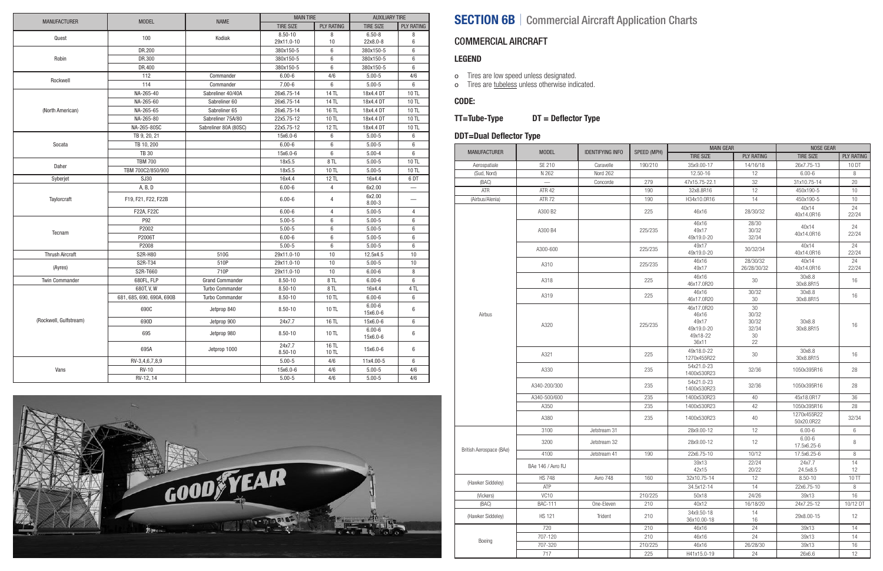| MANUFACTURER | MODEL | NAME | MAIN TIRE | | AUXILIARY TIRE | |
|---|---|---|---|---|---|---|
| | | | TIRE SIZE | PLY RATING | TIRE SIZE | PLY RATING |
| Quest | 100 | Kodiak | 8.50-10<br>29x11.0-10 | 8<br>10 | 6.50-8<br>22x8.0-8 | 8<br>6 |
| Robin | DR.200 | | 380x150-5 | 6 | 380x150-5 | 6 |
| | DR.300 | | 380x150-5 | 6 | 380x150-5 | 6 |
| | DR.400 | | 380x150-5 | 6 | 380x150-5 | 6 |
| Rockwell | 112 | Commander | 6.00-6 | 4/6 | 5.00-5 | 4/6 |
| | 114 | Commander | 7.00-6 | 6 | 5.00-5 | 6 |
| (North American) | NA-265-40 | Sabreliner 40/40A | 26x6.75-14 | 14 TL | 18x4.4 DT | 10 TL |
| | NA-265-60 | Sabreliner 60 | 26x6.75-14 | 14 TL | 18x4.4 DT | 10 TL |
| | NA-265-65 | Sabreliner 65 | 26x6.75-14 | 16 TL | 18x4.4 DT | 10 TL |
| | NA-265-80 | Sabreliner 75A/80 | 22x5.75-12 | 10 TL | 18x4.4 DT | 10 TL |
| | NA-265-80SC | Sabreliner 80A (80SC) | 22x5.75-12 | 12 TL | 18x4.4 DT | 10 TL |
| Socata | TB 9, 20, 21 | | 15x6.0-6 | 6 | 5.00-5 | 6 |
| | TB 10, 200 | | 6.00-6 | 6 | 5.00-5 | 6 |
| | TB 30 | | 15x6.0-6 | 6 | 5.00-4 | 6 |
| Daher | TBM 700 | | 18x5.5 | 8 TL | 5.00-5 | 10 TL |
| | TBM 700C2/850/900 | | 18x5.5 | 10 TL | 5.00-5 | 10 TL |
| Syberjet | SJ30 | | 16x4.4 | 12 TL | 16x4.4 | 6 DT |
| Taylorcraft | A, B, D | | 6.00-6 | 4 | 6x2.00 | — |
| | F19, F21, F22, F22B | | 6.00-6 | 4 | 6x2.00<br>8.00-3 | — |
| | F22A, F22C | | 6.00-6 | 4 | 5.00-5 | 4 |
| Tecnam | P92 | | 5.00-5 | 6 | 5.00-5 | 6 |
| | P2002 | | 5.00-5 | 6 | 5.00-5 | 6 |
| | P2006T | | 6.00-6 | 6 | 5.00-5 | 6 |
| | P2008 | | 5.00-5 | 6 | 5.00-5 | 6 |
| Thrush Aircraft | S2R-H80 | 510G | 29x11.0-10 | 10 | 12.5x4.5 | 10 |
| (Ayres) | S2R-T34 | 510P | 29x11.0-10 | 10 | 5.00-5 | 10 |
| | S2R-T660 | 710P | 29x11.0-10 | 10 | 6.00-6 | 8 |
| Twin Commander | 680FL, FLP | Grand Commander | 8.50-10 | 8 TL | 6.00-6 | 6 |
| (Rockwell, Gulfstream) | 680T, V, W | Turbo Commander | 8.50-10 | 8 TL | 16x4.4 | 4 TL |
| | 681, 685, 690, 690A, 690B | Turbo Commander | 8.50-10 | 10 TL | 6.00-6 | 6 |
| | 690C | Jetprop 840 | 8.50-10 | 10 TL | 6.00-6<br>15x6.0-6 | 6 |
| | 690D | Jetprop 900 | 24x7.7 | 16 TL | 15x6.0-6 | 6 |
| | 695 | Jetprop 980 | 8.50-10 | 10 TL | 6.00-6<br>15x6.0-6 | 6 |
| | 695A | Jetprop 1000 | 24x7.7<br>8.50-10 | 16 TL<br>10 TL | 15x6.0-6 | 6 |
| Vans | RV-3,4,6,7,8,9 | | 5.00-5 | 4/6 | 11x4.00-5 | 6 |
| | RV-10 | | 15x6.0-6 | 4/6 | 5.00-5 | 4/6 |
| | RV-12, 14 | | 5.00-5 | 4/6 | 5.00-5 | 4/6 |

# SECTION 6B | Commercial Aircraft Application Charts

## COMMERCIAL AIRCRAFT

### LEGEND

- Tires are low speed unless designated.
- Tires are tubeless unless otherwise indicated.

### CODE:

**TT=Tube-Type DT = Deflector Type**

### DDT=Dual Deflector Type

| MANUFACTURER | MODEL | IDENTIFYING INFO | SPEED (MPH) | MAIN GEAR | | NOSE GEAR | |
|---|---|---|---|---|---|---|---|
| | | | | TIRE SIZE | PLY RATING | TIRE SIZE | PLY RATING |
| Aerospatiale | SE 210 | Caravelle | 190/210 | 35x9.00-17 | 14/16/18 | 26x7.75-13 | 10 DT |
| (Sud, Nord) | N 262 | Nord 262 | | 12.50-16 | 12 | 6.00-6 | 8 |
| (BAC) | — | Concorde | 279 | 47x15.75-22.1 | 32 | 31x10.75-14 | 20 |
| ATR | ATR 42 | | 190 | 32x8.8R16 | 12 | 450x190-5 | 10 |
| (Airbus/Alenia) | ATR 72 | | 190 | H34x10.0R16 | 14 | 450x190-5 | 10 |
| Airbus | A300 B2 | | 225 | 46x16 | 28/30/32 | 40x14<br>40x14.0R16 | 24<br>22/24 |
| | A300 B4 | | 225/235 | 46x16<br>49x17<br>49x19.0-20 | 28/30<br>30/32<br>32/34 | 40x14<br>40x14.0R16 | 24<br>22/24 |
| | A300-600 | | 225/235 | 49x17<br>49x19.0-20 | 30/32/34 | 40x14<br>40x14.0R16 | 24<br>22/24 |
| | A310 | | 225/235 | 46x16<br>49x17 | 28/30/32<br>26/28/30/32 | 40x14<br>40x14.0R16 | 24<br>22/24 |
| | A318 | | 225 | 46x16<br>46x17.0R20 | 30 | 30x8.8<br>30x8.8R15 | 16 |
| | A319 | | 225 | 46x16<br>46x17.0R20 | 30/32<br>30 | 30x8.8<br>30x8.8R15 | 16 |
| | A320 | | 225/235 | 46x17.0R20<br>46x16<br>49x17<br>49x19.0-20<br>49x18-22<br>36x11 | 30<br>30/32<br>30/32<br>32/34<br>30<br>22 | 30x8.8<br>30x8.8R15 | 16 |
| | A321 | | 225 | 49x18.0-22<br>1270x455R22 | 30 | 30x8.8<br>30x8.8R15 | 16 |
| | A330 | | 235 | 54x21.0-23<br>1400x530R23 | 32/36 | 1050x395R16 | 28 |
| | A340-200/300 | | 235 | 54x21.0-23<br>1400x530R23 | 32/36 | 1050x395R16 | 28 |
| | A340-500/600 | | 235 | 1400x530R23 | 40 | 45x18.0R17 | 36 |
| | A350 | | 235 | 1400x530R23 | 42 | 1050x395R16 | 28 |
| | A380 | | 235 | 1400x530R23 | 40 | 1270x455R22<br>50x20.0R22 | 32/34 |
| British Aerospace (BAe) | 3100 | Jetstream 31 | | 28x9.00-12 | 12 | 6.00-6 | 6 |
| | 3200 | Jetstream 32 | | 28x9.00-12 | 12 | 6.00-6<br>17.5x6.25-6 | 8 |
| | 4100 | Jetstream 41 | 190 | 22x6.75-10 | 10/12 | 17.5x6.25-6 | 8 |
| | BAe 146 / Avro RJ | | | 39x13<br>42x15 | 22/24<br>20/22 | 24x7.7<br>24.5x8.5 | 14<br>12 |
| (Hawker Siddeley) | HS 748 | Avro 748 | 160 | 32x10.75-14 | 12 | 8.50-10 | 10 TT |
| | ATP | | | 34.5x12-14 | 14 | 22x6.75-10 | 8 |
| (Vickers) | VC10 | | 210/225 | 50x18 | 24/26 | 39x13 | 16 |
| (BAC) | BAC-111 | One-Eleven | 210 | 40x12 | 16/18/20 | 24x7.25-12 | 10/12 DT |
| (Hawker Siddeley) | HS 121 | Trident | 210 | 34x9.50-18<br>36x10.00-18 | 14<br>16 | 29x8.00-15 | 12 |
| Boeing | 720 | | 210 | 46x16 | 24 | 39x13 | 14 |
| | 707-120 | | 210 | 46x16 | 24 | 39x13 | 14 |
| | 707-320 | | 210/225 | 46x16 | 26/28/30 | 39x13 | 16 |
| | 717 | | 225 | H41x15.0-19 | 24 | 26x6.6 | 12 |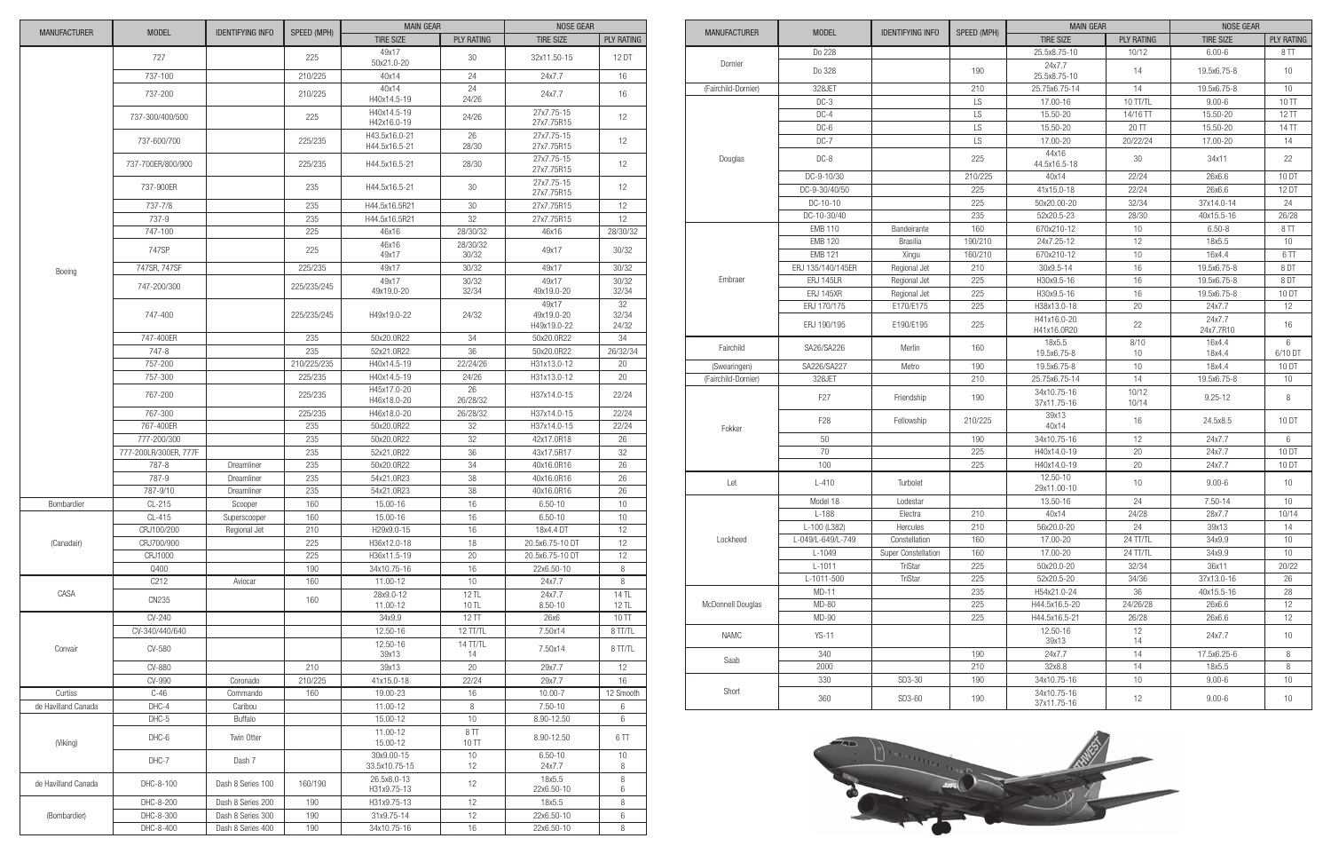| MANUFACTURER | MODEL | IDENTIFYING INFO | SPEED (MPH) | MAIN GEAR | | NOSE GEAR | |
|---|---|---|---|---|---|---|---|
| | | | | TIRE SIZE | PLY RATING | TIRE SIZE | PLY RATING |
| Boeing | 727 | | 225 | 49x17 50x21.0-20 | 30 | 32x11.50-15 | 12 DT |
| | 737-100 | | 210/225 | 40x14 | 24 | 24x7.7 | 16 |
| | 737-200 | | 210/225 | 40x14 H40x14.5-19 | 24 24/26 | 24x7.7 | 16 |
| | 737-300/400/500 | | 225 | H40x14.5-19 H42x16.0-19 | 24/26 | 27x7.75-15 27x7.75R15 | 12 |
| | 737-600/700 | | 225/235 | H43.5x16.0-21 H44.5x16.5-21 | 26 28/30 | 27x7.75-15 27x7.75R15 | 12 |
| | 737-700ER/800/900 | | 225/235 | H44.5x16.5-21 | 28/30 | 27x7.75-15 27x7.75R15 | 12 |
| | 737-900ER | | 235 | H44.5x16.5-21 | 30 | 27x7.75-15 27x7.75R15 | 12 |
| | 737-7/8 | | 235 | H44.5x16.5R21 | 30 | 27x7.75R15 | 12 |
| | 737-9 | | 235 | H44.5x16.5R21 | 32 | 27x7.75R15 | 12 |
| | 747-100 | | 225 | 46x16 | 28/30/32 | 46x16 | 28/30/32 |
| | 747SP | | 225 | 46x16 49x17 | 28/30/32 30/32 | 49x17 | 30/32 |
| | 747SR, 747SF | | 225/235 | 49x17 | 30/32 | 49x17 | 30/32 |
| | 747-200/300 | | 225/235/245 | 49x17 49x19.0-20 | 30/32 32/34 | 49x17 49x19.0-20 | 30/32 32/34 |
| | 747-400 | | 225/235/245 | H49x19.0-22 | 24/32 | 49x17 49x19.0-20 H49x19.0-22 | 32 32/34 24/32 |
| | 747-400ER | | 235 | 50x20.0R22 | 34 | 50x20.0R22 | 34 |
| | 747-8 | | 235 | 52x21.0R22 | 36 | 50x20.0R22 | 26/32/34 |
| | 757-200 | | 210/225/235 | H40x14.5-19 | 22/24/26 | H31x13.0-12 | 20 |
| | 757-300 | | 225/235 | H40x14.5-19 | 24/26 | H31x13.0-12 | 20 |
| | 767-200 | | 225/235 | H45x17.0-20 H46x18.0-20 | 26 26/28/32 | H37x14.0-15 | 22/24 |
| | 767-300 | | 225/235 | H46x18.0-20 | 26/28/32 | H37x14.0-15 | 22/24 |
| | 767-400ER | | 235 | 50x20.0R22 | 32 | H37x14.0-15 | 22/24 |
| | 777-200/300 | | 235 | 50x20.0R22 | 32 | 42x17.0R18 | 26 |
| | 777-200LR/300ER, 777F | | 235 | 52x21.0R22 | 36 | 43x17.5R17 | 32 |
| | 787-8 | Dreamliner | 235 | 50x20.0R22 | 34 | 40x16.0R16 | 26 |
| | 787-9 | Dreamliner | 235 | 54x21.0R23 | 38 | 40x16.0R16 | 26 |
| | 787-9/10 | Dreamliner | 235 | 54x21.0R23 | 38 | 40x16.0R16 | 26 |
| Bombardier | CL-215 | Scooper | 160 | 15.00-16 | 16 | 6.50-10 | 10 |
| (Canadair) | CL-415 | Superscooper | 160 | 15.00-16 | 16 | 6.50-10 | 10 |
| | CRJ100/200 | Regional Jet | 210 | H29x9.0-15 | 16 | 18x4.4 DT | 12 |
| | CRJ700/900 | | 225 | H36x12.0-18 | 18 | 20.5x6.75-10 DT | 12 |
| | CRJ1000 | | 225 | H36x11.5-19 | 20 | 20.5x6.75-10 DT | 12 |
| | Q400 | | 190 | 34x10.75-16 | 16 | 22x6.50-10 | 8 |
| CASA | C212 | Aviocar | 160 | 11.00-12 | 10 | 24x7.7 | 8 |
| | CN235 | | 160 | 28x9.0-12 11.00-12 | 12 TL 10 TL | 24x7.7 8.50-10 | 14 TL 12 TL |
| Convair | CV-240 | | | 34x9.9 | 12 TT | 26x6 | 10 TT |
| | CV-340/440/640 | | | 12.50-16 | 12 TT/TL | 7.50x14 | 8 TT/TL |
| | CV-580 | | | 12.50-16 39x13 | 14 TT/TL 14 | 7.50x14 | 8 TT/TL |
| | CV-880 | | 210 | 39x13 | 20 | 29x7.7 | 12 |
| | CV-990 | Coronado | 210/225 | 41x15.0-18 | 22/24 | 29x7.7 | 16 |
| Curtiss | C-46 | Commando | 160 | 19.00-23 | 16 | 10.00-7 | 12 Smooth |
| de Havilland Canada | DHC-4 | Caribou | | 11.00-12 | 8 | 7.50-10 | 6 |
| (Viking) | DHC-5 | Buffalo | | 15.00-12 | 10 | 8.90-12.50 | 6 |
| | DHC-6 | Twin Otter | | 11.00-12 15.00-12 | 8 TT 10 TT | 8.90-12.50 | 6 TT |
| | DHC-7 | Dash 7 | | 30x9.00-15 33.5x10.75-15 | 10 12 | 6.50-10 24x7.7 | 10 8 |
| de Havilland Canada | DHC-8-100 | Dash 8 Series 100 | 160/190 | 26.5x8.0-13 H31x9.75-13 | 12 | 18x5.5 22x6.50-10 | 8 6 |
| (Bombardier) | DHC-8-200 | Dash 8 Series 200 | 190 | H31x9.75-13 | 12 | 18x5.5 | 8 |
| | DHC-8-300 | Dash 8 Series 300 | 190 | 31x9.75-14 | 12 | 22x6.50-10 | 6 |
| | DHC-8-400 | Dash 8 Series 400 | 190 | 34x10.75-16 | 16 | 22x6.50-10 | 8 |

| MANUFACTURER | MODEL | IDENTIFYING INFO | SPEED (MPH) | MAIN GEAR | | NOSE GEAR | |
|---|---|---|---|---|---|---|---|
| | | | | TIRE SIZE | PLY RATING | TIRE SIZE | PLY RATING |
| Dornier | Do 228 | | | 25.5x8.75-10 | 10/12 | 6.00-6 | 8 TT |
| | Do 328 | | 190 | 24x7.7 25.5x8.75-10 | 14 | 19.5x6.75-8 | 10 |
| (Fairchild-Dornier) | 328JET | | 210 | 25.75x6.75-14 | 14 | 19.5x6.75-8 | 10 |
| Douglas | DC-3 | | LS | 17.00-16 | 10 TT/TL | 9.00-6 | 10 TT |
| | DC-4 | | LS | 15.50-20 | 14/16 TT | 15.50-20 | 12 TT |
| | DC-6 | | LS | 15.50-20 | 20 TT | 15.50-20 | 14 TT |
| | DC-7 | | LS | 17.00-20 | 20/22/24 | 17.00-20 | 14 |
| | DC-8 | | 225 | 44x16 44.5x16.5-18 | 30 | 34x11 | 22 |
| | DC-9-10/30 | | 210/225 | 40x14 | 22/24 | 26x6.6 | 10 DT |
| | DC-9-30/40/50 | | 225 | 41x15.0-18 | 22/24 | 26x6.6 | 12 DT |
| | DC-10-10 | | 225 | 50x20.00-20 | 32/34 | 37x14.0-14 | 24 |
| | DC-10-30/40 | | 235 | 52x20.5-23 | 28/30 | 40x15.5-16 | 26/28 |
| Embraer | EMB 110 | Bandeirante | 160 | 670x210-12 | 10 | 6.50-8 | 8 TT |
| | EMB 120 | Brasilia | 190/210 | 24x7.25-12 | 12 | 18x5.5 | 10 |
| | EMB 121 | Xingu | 160/210 | 670x210-12 | 10 | 16x4.4 | 6 TT |
| | ERJ 135/140/145ER | Regional Jet | 210 | 30x9.5-14 | 16 | 19.5x6.75-8 | 8 DT |
| | ERJ 145LR | Regional Jet | 225 | H30x9.5-16 | 16 | 19.5x6.75-8 | 8 DT |
| | ERJ 145XR | Regional Jet | 225 | H30x9.5-16 | 16 | 19.5x6.75-8 | 10 DT |
| | ERJ 170/175 | E170/E175 | 225 | H38x13.0-18 | 20 | 24x7.7 | 12 |
| | ERJ 190/195 | E190/E195 | 225 | H41x16.0-20 H41x16.0R20 | 22 | 24x7.7 24x7.7R10 | 16 |
| Fairchild | SA26/SA226 | Merlin | 160 | 18x5.5 19.5x6.75-8 | 8/10 10 | 16x4.4 18x4.4 | 6 6/10 DT |
| (Swearingen) | SA226/SA227 | Metro | 190 | 19.5x6.75-8 | 10 | 18x4.4 | 10 DT |
| (Fairchild-Dornier) | 328JET | | 210 | 25.75x6.75-14 | 14 | 19.5x6.75-8 | 10 |
| Fokker | F27 | Friendship | 190 | 34x10.75-16 37x11.75-16 | 10/12 10/14 | 9.25-12 | 8 |
| | F28 | Fellowship | 210/225 | 39x13 40x14 | 16 | 24.5x8.5 | 10 DT |
| | 50 | | 190 | 34x10.75-16 | 12 | 24x7.7 | 6 |
| | 70 | | 225 | H40x14.0-19 | 20 | 24x7.7 | 10 DT |
| | 100 | | 225 | H40x14.0-19 | 20 | 24x7.7 | 10 DT |
| Let | L-410 | Turbolet | | 12.50-10 29x11.00-10 | 10 | 9.00-6 | 10 |
| Lockheed | Model 18 | Lodestar | | 13.50-16 | 24 | 7.50-14 | 10 |
| | L-188 | Electra | 210 | 40x14 | 24/28 | 28x7.7 | 10/14 |
| | L-100 (L382) | Hercules | 210 | 56x20.0-20 | 24 | 39x13 | 14 |
| | L-049/L-649/L-749 | Constellation | 160 | 17.00-20 | 24 TT/TL | 34x9.9 | 10 |
| | L-1049 | Super Constellation | 160 | 17.00-20 | 24 TT/TL | 34x9.9 | 10 |
| | L-1011 | TriStar | 225 | 50x20.0-20 | 32/34 | 36x11 | 20/22 |
| | L-1011-500 | TriStar | 225 | 52x20.5-20 | 34/36 | 37x13.0-16 | 26 |
| McDonnell Douglas | MD-11 | | 235 | H54x21.0-24 | 36 | 40x15.5-16 | 28 |
| | MD-80 | | 225 | H44.5x16.5-20 | 24/26/28 | 26x6.6 | 12 |
| | MD-90 | | 225 | H44.5x16.5-21 | 26/28 | 26x6.6 | 12 |
| NAMC | YS-11 | | | 12.50-16 39x13 | 12 14 | 24x7.7 | 10 |
| Saab | 340 | | 190 | 24x7.7 | 14 | 17.5x6.25-6 | 8 |
| | 2000 | | 210 | 32x8.8 | 14 | 18x5.5 | 8 |
| Short | 330 | SD3-30 | 190 | 34x10.75-16 | 10 | 9.00-6 | 10 |
| | 360 | SD3-60 | 190 | 34x10.75-16 37x11.75-16 | 12 | 9.00-6 | 10 |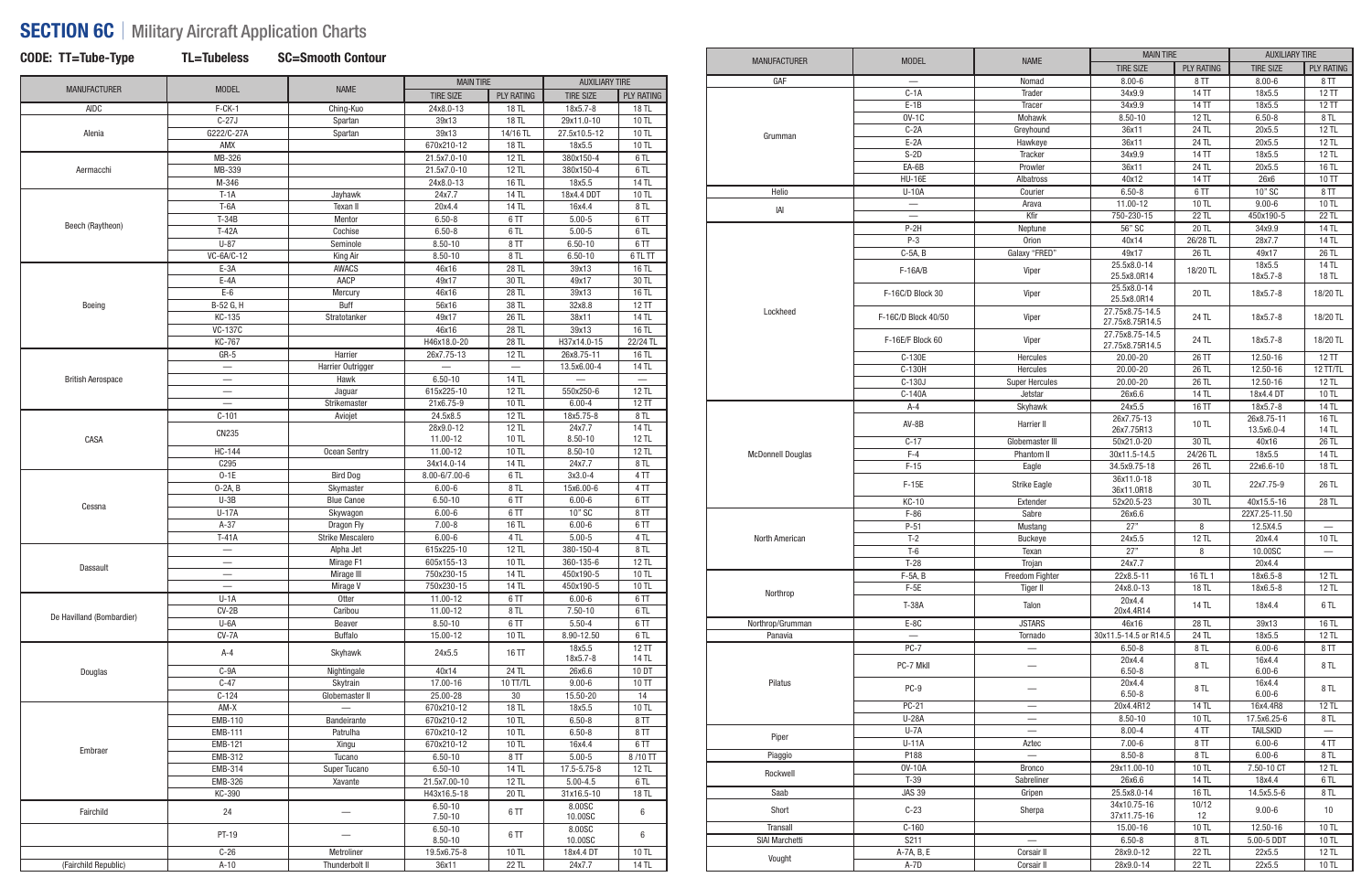# SECTION 6C | Military Aircraft Application Charts

**CODE: TT=Tube-Type TL=Tubeless SC=Smooth Contour**

| MANUFACTURER | MODEL | NAME | MAIN TIRE | | AUXILIARY TIRE | |
|---|---|---|---|---|---|---|
| | | | TIRE SIZE | PLY RATING | TIRE SIZE | PLY RATING |
| AIDC | F-CK-1 | Ching-Kuo | 24x8.0-13 | 18 TL | 18x5.7-8 | 18 TL |
| Alenia | C-27J | Spartan | 39x13 | 18 TL | 29x11.0-10 | 10 TL |
| | G222/C-27A | Spartan | 39x13 | 14/16 TL | 27.5x10.5-12 | 10 TL |
| | AMX | | 670x210-12 | 18 TL | 18x5.5 | 10 TL |
| Aermacchi | MB-326 | | 21.5x7.0-10 | 12 TL | 380x150-4 | 6 TL |
| | MB-339 | | 21.5x7.0-10 | 12 TL | 380x150-4 | 6 TL |
| | M-346 | | 24x8.0-13 | 16 TL | 18x5.5 | 14 TL |
| Beech (Raytheon) | T-1A | Jayhawk | 24x7.7 | 14 TL | 18x4.4 DDT | 10 TL |
| | T-6A | Texan II | 20x4.4 | 14 TL | 16x4.4 | 8 TL |
| | T-34B | Mentor | 6.50-8 | 6 TT | 5.00-5 | 6 TT |
| | T-42A | Cochise | 6.50-8 | 6 TL | 5.00-5 | 6 TL |
| | U-8? | Seminole | 8.50-10 | 8 TT | 6.50-10 | 6 TT |
| | VC-6A/C-12 | King Air | 8.50-10 | 8 TL | 6.50-10 | 6 TL TT |
| Boeing | E-3A | AWACS | 46x16 | 28 TL | 39x13 | 16 TL |
| | E-4A | AACP | 49x17 | 30 TL | 49x17 | 30 TL |
| | E-6 | Mercury | 46x16 | 28 TL | 39x13 | 16 TL |
| | B-52 G, H | Buff | 56x16 | 38 TL | 32x8.8 | 12 TT |
| | KC-135 | Stratotanker | 49x17 | 26 TL | 38x11 | 14 TL |
| | VC-137C | | 46x16 | 28 TL | 39x13 | 16 TL |
| | KC-767 | | H46x18.0-20 | 28 TL | H37x14.0-15 | 22/24 TL |
| British Aerospace | GR-5 | Harrier | 26x7.75-13 | 12 TL | 26x8.75-11 | 16 TL |
| | — | Harrier Outrigger | — | — | 13.5x6.00-4 | 14 TL |
| | — | Hawk | 6.50-10 | 14 TL | — | — |
| | — | Jaguar | 615x225-10 | 12 TL | 550x250-6 | 12 TL |
| | — | Strikemaster | 21x6.75-9 | 10 TL | 6.00-4 | 12 TT |
| CASA | C-101 | Aviojet | 24.5x8.5 | 12 TL | 18x5.75-8 | 8 TL |
| | CN235 | | 28x9.0-12<br>11.00-12 | 12 TL<br>10 TL | 24x7.7<br>8.50-10 | 14 TL<br>12 TL |
| | HC-144 | Ocean Sentry | 11.00-12 | 10 TL | 8.50-10 | 12 TL |
| | C295 | | 34x14.0-14 | 14 TL | 24x7.7 | 8 TL |
| Cessna | O-1E | Bird Dog | 8.00-6/7.00-6 | 6 TL | 3x3.0-4 | 4 TT |
| | O-2A, B | Skymaster | 6.00-6 | 8 TL | 15x6.00-6 | 4 TT |
| | U-3B | Blue Canoe | 6.50-10 | 6 TT | 6.00-6 | 6 TT |
| | U-17A | Skywagon | 6.00-6 | 6 TT | 10" SC | 8 TT |
| | A-37 | Dragon Fly | 7.00-8 | 16 TL | 6.00-6 | 6 TT |
| | T-41A | Strike Mescalero | 6.00-6 | 4 TL | 5.00-5 | 4 TL |
| Dassault | — | Alpha Jet | 615x225-10 | 12 TL | 380-150-4 | 8 TL |
| | — | Mirage F1 | 605x155-13 | 10 TL | 360-135-6 | 12 TL |
| | — | Mirage III | 750x230-15 | 14 TL | 450x190-5 | 10 TL |
| | — | Mirage V | 750x230-15 | 14 TL | 450x190-5 | 10 TL |
| De Havilland (Bombardier) | U-1A | Otter | 11.00-12 | 6 TT | 6.00-6 | 6 TT |
| | CV-2B | Caribou | 11.00-12 | 8 TL | 7.50-10 | 6 TL |
| | U-6A | Beaver | 8.50-10 | 6 TT | 5.50-4 | 6 TT |
| | CV-7A | Buffalo | 15.00-12 | 10 TL | 8.90-12.50 | 6 TL |
| Douglas | A-4 | Skyhawk | 24x5.5 | 16 TT | 18x5.5<br>18x5.7-8 | 12 TT<br>14 TL |
| | C-9A | Nightingale | 40x14 | 24 TL | 26x6.6 | 10 DT |
| | C-47 | Skytrain | 17.00-16 | 10 TT/TL | 9.00-6 | 10 TT |
| | C-124 | Globemaster II | 25.00-28 | 30 | 15.50-20 | 14 |
| Embraer | AM-X | — | 670x210-12 | 18 TL | 18x5.5 | 10 TL |
| | EMB-110 | Bandeirante | 670x210-12 | 10 TL | 6.50-8 | 8 TT |
| | EMB-111 | Patrulha | 670x210-12 | 10 TL | 6.50-8 | 8 TT |
| | EMB-121 | Xingu | 670x210-12 | 10 TL | 16x4.4 | 6 TT |
| | EMB-312 | Tucano | 6.50-10 | 8 TT | 5.00-5 | 8 /10 TT |
| | EMB-314 | Super Tucano | 6.50-10 | 14 TL | 17.5-5.75-8 | 12 TL |
| | EMB-326 | Xavante | 21.5x7.00-10 | 12 TL | 5.00-4.5 | 6 TL |
| | KC-390 | | H43x16.5-18 | 20 TL | 31x16.5-10 | 18 TL |
| Fairchild | 24 | — | 6.50-10<br>7.50-10 | 6 TT | 8.00SC<br>10.00SC | 6 |
| | PT-19 | — | 6.50-10<br>8.50-10 | 6 TT | 8.00SC<br>10.00SC | 6 |
| | C-26 | Metroliner | 19.5x6.75-8 | 10 TL | 18x4.4 DT | 10 TL |
| (Fairchild Republic) | A-10 | Thunderbolt II | 36x11 | 22 TL | 24x7.7 | 14 TL |
| GAF | — | Nomad | 8.00-6 | 8 TT | 8.00-6 | 8 TT |
| Grumman | C-1A | Trader | 34x9.9 | 14 TT | 18x5.5 | 12 TT |
| | E-1B | Tracer | 34x9.9 | 14 TT | 18x5.5 | 12 TT |
| | OV-1C | Mohawk | 8.50-10 | 12 TL | 6.50-8 | 8 TL |
| | C-2A | Greyhound | 36x11 | 24 TL | 20x5.5 | 12 TL |
| | E-2A | Hawkeye | 36x11 | 24 TL | 20x5.5 | 12 TL |
| | S-2D | Tracker | 34x9.9 | 14 TT | 18x5.5 | 12 TL |
| | EA-6B | Prowler | 36x11 | 24 TL | 20x5.5 | 16 TL |
| | HU-16E | Albatross | 40x12 | 14 TT | 26x6 | 10 TT |
| Helio | U-10A | Courier | 6.50-8 | 6 TT | 10" SC | 8 TT |
| IAI | — | Arava | 11.00-12 | 10 TL | 9.00-6 | 10 TL |
| | — | Kfir | 750-230-15 | 22 TL | 450x190-5 | 22 TL |
| Lockheed | P-2H | Neptune | 56" SC | 20 TL | 34x9.9 | 14 TL |
| | P-3 | Orion | 40x14 | 26/28 TL | 28x7.7 | 14 TL |
| | C-5A, B | Galaxy "FRED" | 49x17 | 26 TL | 49x17 | 26 TL |
| | F-16A/B | Viper | 25.5x8.0-14<br>25.5x8.0R14 | 18/20 TL | 18x5.5<br>18x5.7-8 | 14 TL<br>18 TL |
| | F-16C/D Block 30 | Viper | 25.5x8.0-14<br>25.5x8.0R14 | 20 TL | 18x5.7-8 | 18/20 TL |
| | F-16C/D Block 40/50 | Viper | 27.75x8.75-14.5<br>27.75x8.75R14.5 | 24 TL | 18x5.7-8 | 18/20 TL |
| | F-16E/F Block 60 | Viper | 27.75x8.75-14.5<br>27.75x8.75R14.5 | 24 TL | 18x5.7-8 | 18/20 TL |
| | C-130E | Hercules | 20.00-20 | 26 TT | 12.50-16 | 12 TT |
| | C-130H | Hercules | 20.00-20 | 26 TL | 12.50-16 | 12 TT/TL |
| | C-130J | Super Hercules | 20.00-20 | 26 TL | 12.50-16 | 12 TL |
| | C-140A | Jetstar | 26x6.6 | 14 TL | 18x4.4 DT | 10 TL |
| McDonnell Douglas | A-4 | Skyhawk | 24x5.5 | 16 TT | 18x5.7-8 | 14 TL |
| | AV-8B | Harrier II | 26x7.75-13<br>26x7.75R13 | 10 TL | 26x8.75-11<br>13.5x6.0-4 | 16 TL<br>14 TL |
| | C-17 | Globemaster III | 50x21.0-20 | 30 TL | 40x16 | 26 TL |
| | F-4 | Phantom II | 30x11.5-14.5 | 24/26 TL | 18x5.5 | 14 TL |
| | F-15 | Eagle | 34.5x9.75-18 | 26 TL | 22x6.6-10 | 18 TL |
| | F-15E | Strike Eagle | 36x11.0-18<br>36x11.0R18 | 30 TL | 22x7.75-9 | 26 TL |
| | KC-10 | Extender | 52x20.5-23 | 30 TL | 40x15.5-16 | 28 TL |
| North American | F-86 | Sabre | 26x6.6 | | 22X7.25-11.50 | |
| | P-51 | Mustang | 27" | 8 | 12.5X4.5 | — |
| | T-2 | Buckeye | 24x5.5 | 12 TL | 20x4.4 | 10 TL |
| | T-6 | Texan | 27" | 8 | 10.00SC | — |
| | T-28 | Trojan | 24x7.7 | | 20x4.4 | |
| Northrop | F-5A, B | Freedom Fighter | 22x8.5-11 | 16 TL 1 | 18x6.5-8 | 12 TL |
| | F-5E | Tiger II | 24x8.0-13 | 18 TL | 18x6.5-8 | 12 TL |
| | T-38A | Talon | 20x4.4<br>20x4.4R14 | 14 TL | 18x4.4 | 6 TL |
| Northrop/Grumman | E-8C | JSTARS | 46x16 | 28 TL | 39x13 | 16 TL |
| Panavia | — | Tornado | 30x11.5-14.5 or R14.5 | 24 TL | 18x5.5 | 12 TL |
| Pilatus | PC-7 | — | 6.50-8 | 8 TL | 6.00-6 | 8 TT |
| | PC-7 MkII | — | 20x4.4<br>6.50-8 | 8 TL | 16x4.4<br>6.00-6 | 8 TL |
| | PC-9 | — | 20x4.4<br>6.50-8 | 8 TL | 16x4.4<br>6.00-6 | 8 TL |
| | PC-21 | — | 20x4.4R12 | 14 TL | 16x4.4R8 | 12 TL |
| | U-28A | — | 8.50-10 | 10 TL | 17.5x6.25-6 | 8 TL |
| Piper | U-7A | — | 8.00-4 | 4 TT | TAILSKID | — |
| | U-11A | Aztec | 7.00-6 | 8 TT | 6.00-6 | 4 TT |
| Piaggio | P188 | — | 8.50-8 | 8 TL | 6.00-6 | 8 TL |
| Rockwell | OV-10A | Bronco | 29x11.00-10 | 10 TL | 7.50-10 CT | 12 TL |
| | T-39 | Sabreliner | 26x6.6 | 14 TL | 18x4.4 | 6 TL |
| Saab | JAS 39 | Gripen | 25.5x8.0-14 | 16 TL | 14.5x5.5-6 | 8 TL |
| Short | C-23 | Sherpa | 34x10.75-16<br>37x11.75-16 | 10/12<br>12 | 9.00-6 | 10 |
| Transall | C-160 | | 15.00-16 | 10 TL | 12.50-16 | 10 TL |
| SIAI Marchetti | S211 | — | 6.50-8 | 8 TL | 5.00-5 DDT | 10 TL |
| Vought | A-7A, B, E | Corsair II | 28x9.0-12 | 22 TL | 22x5.5 | 12 TL |
| | A-7D | Corsair II | 28x9.0-14 | 22 TL | 22x5.5 | 10 TL |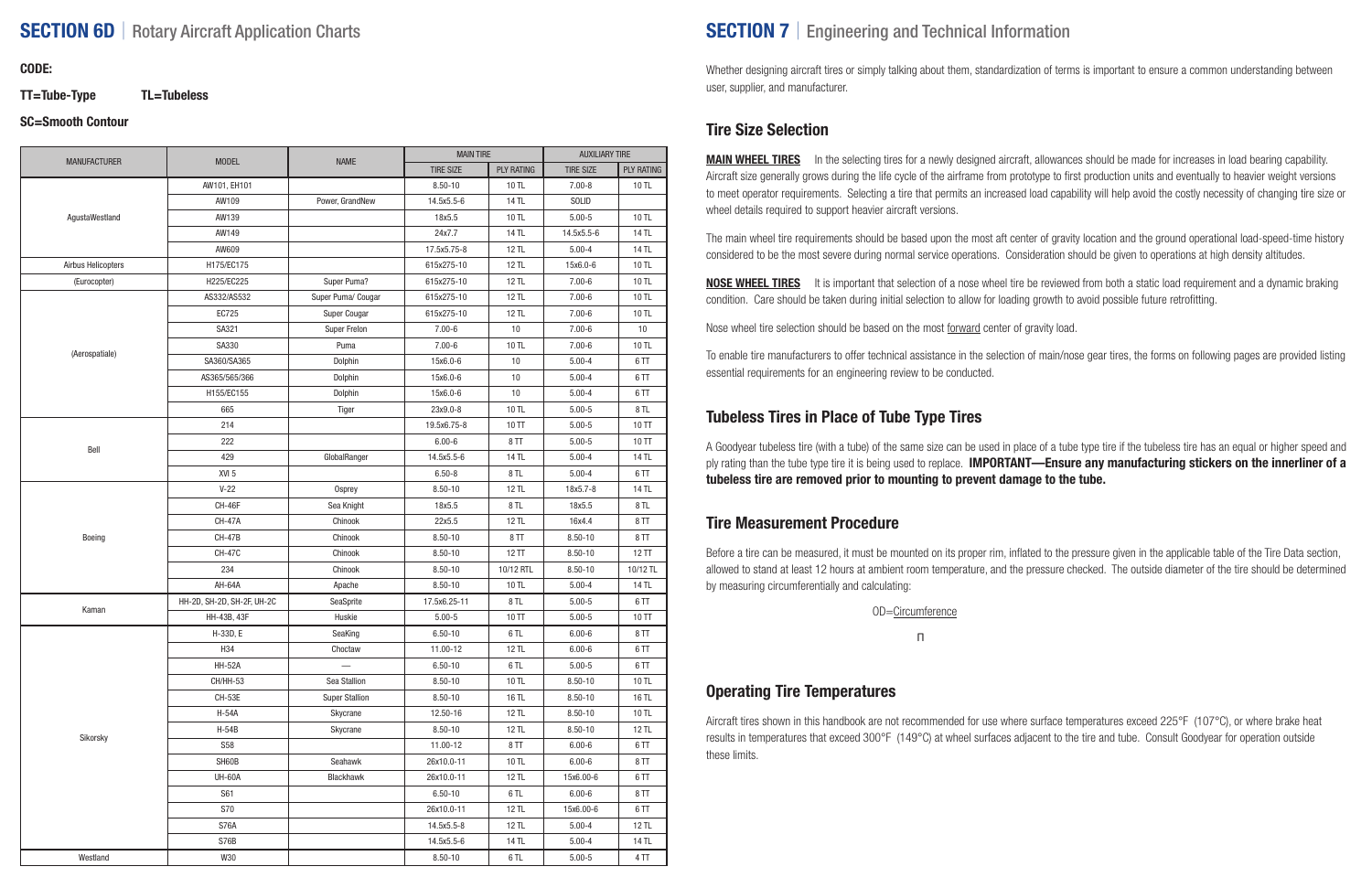# SECTION 6D | Rotary Aircraft Application Charts

**CODE:**

**TT=Tube-Type** **TL=Tubeless**

**SC=Smooth Contour**

| MANUFACTURER | MODEL | NAME | MAIN TIRE | | AUXILIARY TIRE | |
|---|---|---|---|---|---|---|
| | | | TIRE SIZE | PLY RATING | TIRE SIZE | PLY RATING |
| AgustaWestland | AW101, EH101 | | 8.50-10 | 10 TL | 7.00-8 | 10 TL |
| | AW109 | Power, GrandNew | 14.5x5.5-6 | 14 TL | SOLID | |
| | AW139 | | 18x5.5 | 10 TL | 5.00-5 | 10 TL |
| | AW149 | | 24x7.7 | 14 TL | 14.5x5.5-6 | 14 TL |
| | AW609 | | 17.5x5.75-8 | 12 TL | 5.00-4 | 14 TL |
| Airbus Helicopters | H175/EC175 | | 615x275-10 | 12 TL | 15x6.0-6 | 10 TL |
| (Eurocopter) | H225/EC225 | Super Puma? | 615x275-10 | 12 TL | 7.00-6 | 10 TL |
| (Aerospatiale) | AS332/AS532 | Super Puma/ Cougar | 615x275-10 | 12 TL | 7.00-6 | 10 TL |
| | EC725 | Super Cougar | 615x275-10 | 12 TL | 7.00-6 | 10 TL |
| | SA321 | Super Frelon | 7.00-6 | 10 | 7.00-6 | 10 |
| | SA330 | Puma | 7.00-6 | 10 TL | 7.00-6 | 10 TL |
| | SA360/SA365 | Dolphin | 15x6.0-6 | 10 | 5.00-4 | 6 TT |
| | AS365/565/366 | Dolphin | 15x6.0-6 | 10 | 5.00-4 | 6 TT |
| | H155/EC155 | Dolphin | 15x6.0-6 | 10 | 5.00-4 | 6 TT |
| | 665 | Tiger | 23x9.0-8 | 10 TL | 5.00-5 | 8 TL |
| Bell | 214 | | 19.5x6.75-8 | 10 TT | 5.00-5 | 10 TT |
| | 222 | | 6.00-6 | 8 TT | 5.00-5 | 10 TT |
| | 429 | GlobalRanger | 14.5x5.5-6 | 14 TL | 5.00-4 | 14 TL |
| | XVI 5 | | 6.50-8 | 8 TL | 5.00-4 | 6 TT |
| Boeing | V-22 | Osprey | 8.50-10 | 12 TL | 18x5.7-8 | 14 TL |
| | CH-46F | Sea Knight | 18x5.5 | 8 TL | 18x5.5 | 8 TL |
| | CH-47A | Chinook | 22x5.5 | 12 TL | 16x4.4 | 8 TT |
| | CH-47B | Chinook | 8.50-10 | 8 TT | 8.50-10 | 8 TT |
| | CH-47C | Chinook | 8.50-10 | 12 TT | 8.50-10 | 12 TT |
| | 234 | Chinook | 8.50-10 | 10/12 RTL | 8.50-10 | 10/12 TL |
| | AH-64A | Apache | 8.50-10 | 10 TL | 5.00-4 | 14 TL |
| Kaman | HH-2D, SH-2D, SH-2F, UH-2C | SeaSprite | 17.5x6.25-11 | 8 TL | 5.00-5 | 6 TT |
| | HH-43B, 43F | Huskie | 5.00-5 | 10 TT | 5.00-5 | 10 TT |
| Sikorsky | H-33D, E | SeaKing | 6.50-10 | 6 TL | 6.00-6 | 8 TT |
| | H34 | Choctaw | 11.00-12 | 12 TL | 6.00-6 | 6 TT |
| | HH-52A | — | 6.50-10 | 6 TL | 5.00-5 | 6 TT |
| | CH/HH-53 | Sea Stallion | 8.50-10 | 10 TL | 8.50-10 | 10 TL |
| | CH-53E | Super Stallion | 8.50-10 | 16 TL | 8.50-10 | 16 TL |
| | H-54A | Skycrane | 12.50-16 | 12 TL | 8.50-10 | 10 TL |
| | H-54B | Skycrane | 8.50-10 | 12 TL | 8.50-10 | 12 TL |
| | S58 | | 11.00-12 | 8 TT | 6.00-6 | 6 TT |
| | SH60B | Seahawk | 26x10.0-11 | 10 TL | 6.00-6 | 8 TT |
| | UH-60A | Blackhawk | 26x10.0-11 | 12 TL | 15x6.00-6 | 6 TT |
| | S61 | | 6.50-10 | 6 TL | 6.00-6 | 8 TT |
| | S70 | | 26x10.0-11 | 12 TL | 15x6.00-6 | 6 TT |
| | S76A | | 14.5x5.5-8 | 12 TL | 5.00-4 | 12 TL |
| | S76B | | 14.5x5.5-6 | 14 TL | 5.00-4 | 14 TL |
| Westland | W30 | | 8.50-10 | 6 TL | 5.00-5 | 4 TT |

# SECTION 7 | Engineering and Technical Information

Whether designing aircraft tires or simply talking about them, standardization of terms is important to ensure a common understanding between user, supplier, and manufacturer.

## Tire Size Selection

**MAIN WHEEL TIRES** In the selecting tires for a newly designed aircraft, allowances should be made for increases in load bearing capability. Aircraft size generally grows during the life cycle of the airframe from prototype to first production units and eventually to heavier weight versions to meet operator requirements. Selecting a tire that permits an increased load capability will help avoid the costly necessity of changing tire size or wheel details required to support heavier aircraft versions.

The main wheel tire requirements should be based upon the most aft center of gravity location and the ground operational load-speed-time history considered to be the most severe during normal service operations. Consideration should be given to operations at high density altitudes.

**NOSE WHEEL TIRES** It is important that selection of a nose wheel tire be reviewed from both a static load requirement and a dynamic braking condition. Care should be taken during initial selection to allow for loading growth to avoid possible future retrofitting.

Nose wheel tire selection should be based on the most forward center of gravity load.

To enable tire manufacturers to offer technical assistance in the selection of main/nose gear tires, the forms on following pages are provided listing essential requirements for an engineering review to be conducted.

## Tubeless Tires in Place of Tube Type Tires

A Goodyear tubeless tire (with a tube) of the same size can be used in place of a tube type tire if the tubeless tire has an equal or higher speed and ply rating than the tube type tire it is being used to replace. **IMPORTANT—Ensure any manufacturing stickers on the innerliner of a tubeless tire are removed prior to mounting to prevent damage to the tube.**

## Tire Measurement Procedure

Before a tire can be measured, it must be mounted on its proper rim, inflated to the pressure given in the applicable table of the Tire Data section, allowed to stand at least 12 hours at ambient room temperature, and the pressure checked. The outside diameter of the tire should be determined by measuring circumferentially and calculating:

$$OD = \frac{Circumference}{\pi}$$

## Operating Tire Temperatures

Aircraft tires shown in this handbook are not recommended for use where surface temperatures exceed 225°F (107°C), or where brake heat results in temperatures that exceed 300°F (149°C) at wheel surfaces adjacent to the tire and tube. Consult Goodyear for operation outside these limits.